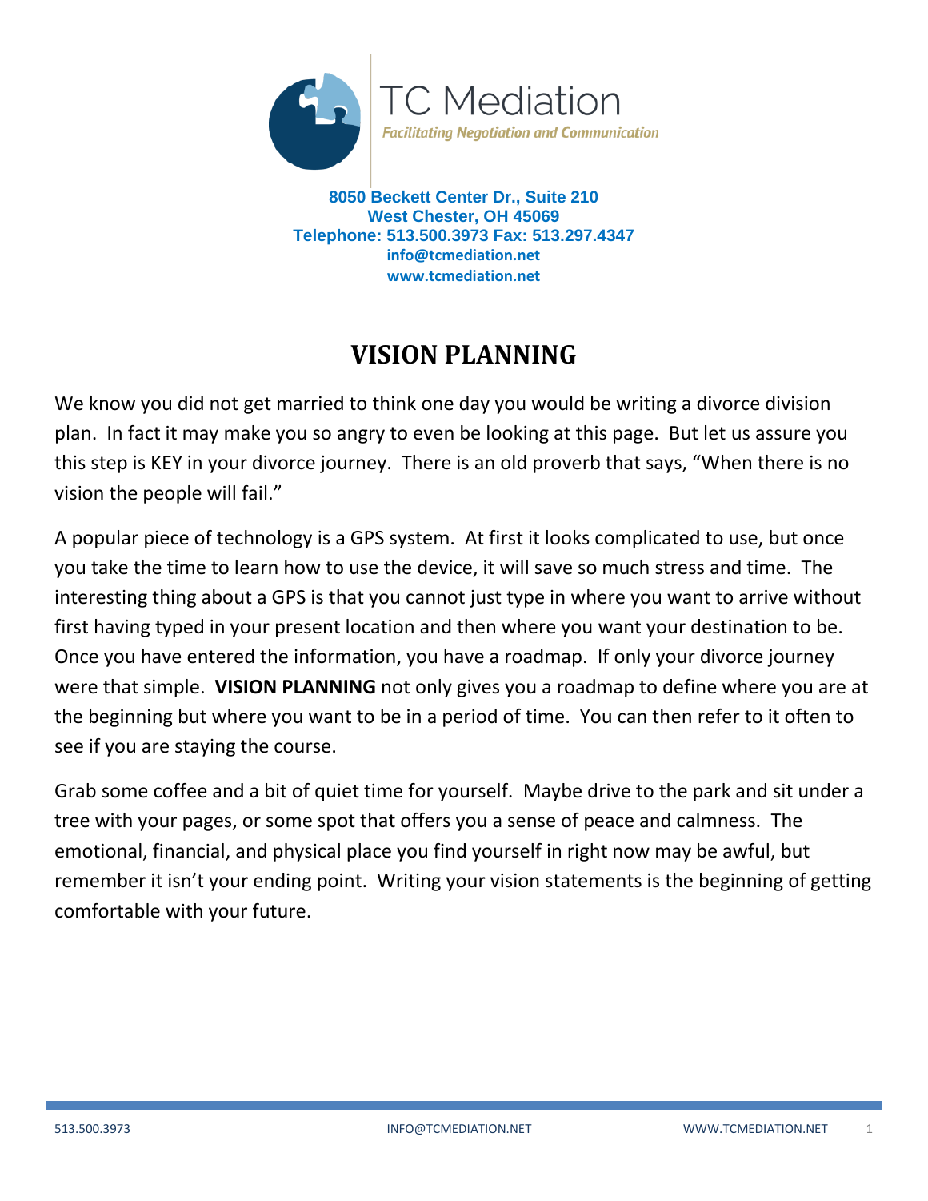TC Mediation

*Facilitating Negotiation and Communication*

**8050 Beckett Center Dr., Suite 210**
**West Chester, OH 45069**
**Telephone: 513.500.3973 Fax: 513.297.4347**
**info@tcmediation.net**
**www.tcmediation.net**

# VISION PLANNING

We know you did not get married to think one day you would be writing a divorce division plan. In fact it may make you so angry to even be looking at this page. But let us assure you this step is KEY in your divorce journey. There is an old proverb that says, "When there is no vision the people will fail."

A popular piece of technology is a GPS system. At first it looks complicated to use, but once you take the time to learn how to use the device, it will save so much stress and time. The interesting thing about a GPS is that you cannot just type in where you want to arrive without first having typed in your present location and then where you want your destination to be. Once you have entered the information, you have a roadmap. If only your divorce journey were that simple. **VISION PLANNING** not only gives you a roadmap to define where you are at the beginning but where you want to be in a period of time. You can then refer to it often to see if you are staying the course.

Grab some coffee and a bit of quiet time for yourself. Maybe drive to the park and sit under a tree with your pages, or some spot that offers you a sense of peace and calmness. The emotional, financial, and physical place you find yourself in right now may be awful, but remember it isn't your ending point. Writing your vision statements is the beginning of getting comfortable with your future.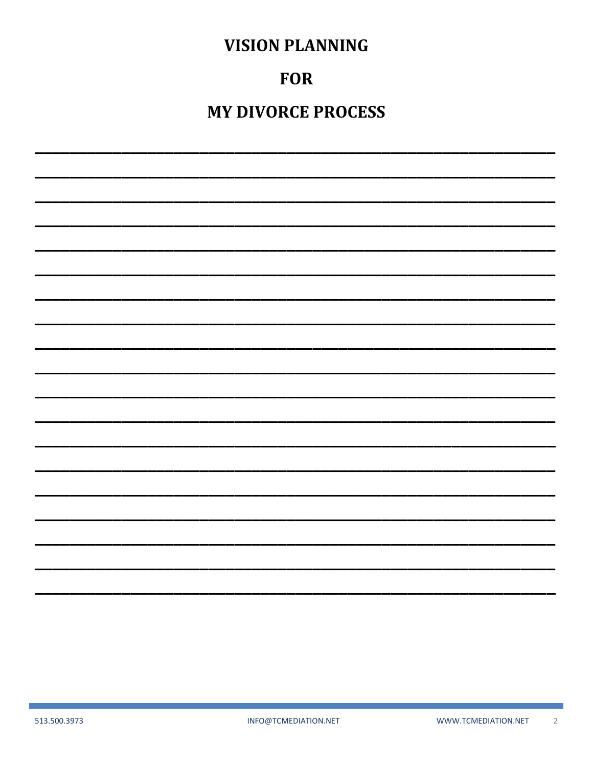# VISION PLANNING

# FOR

# MY DIVORCE PROCESS

____________________________________________________________

____________________________________________________________

____________________________________________________________

____________________________________________________________

____________________________________________________________

____________________________________________________________

____________________________________________________________

____________________________________________________________

____________________________________________________________

____________________________________________________________

____________________________________________________________

____________________________________________________________

____________________________________________________________

____________________________________________________________

____________________________________________________________

____________________________________________________________

____________________________________________________________

____________________________________________________________

____________________________________________________________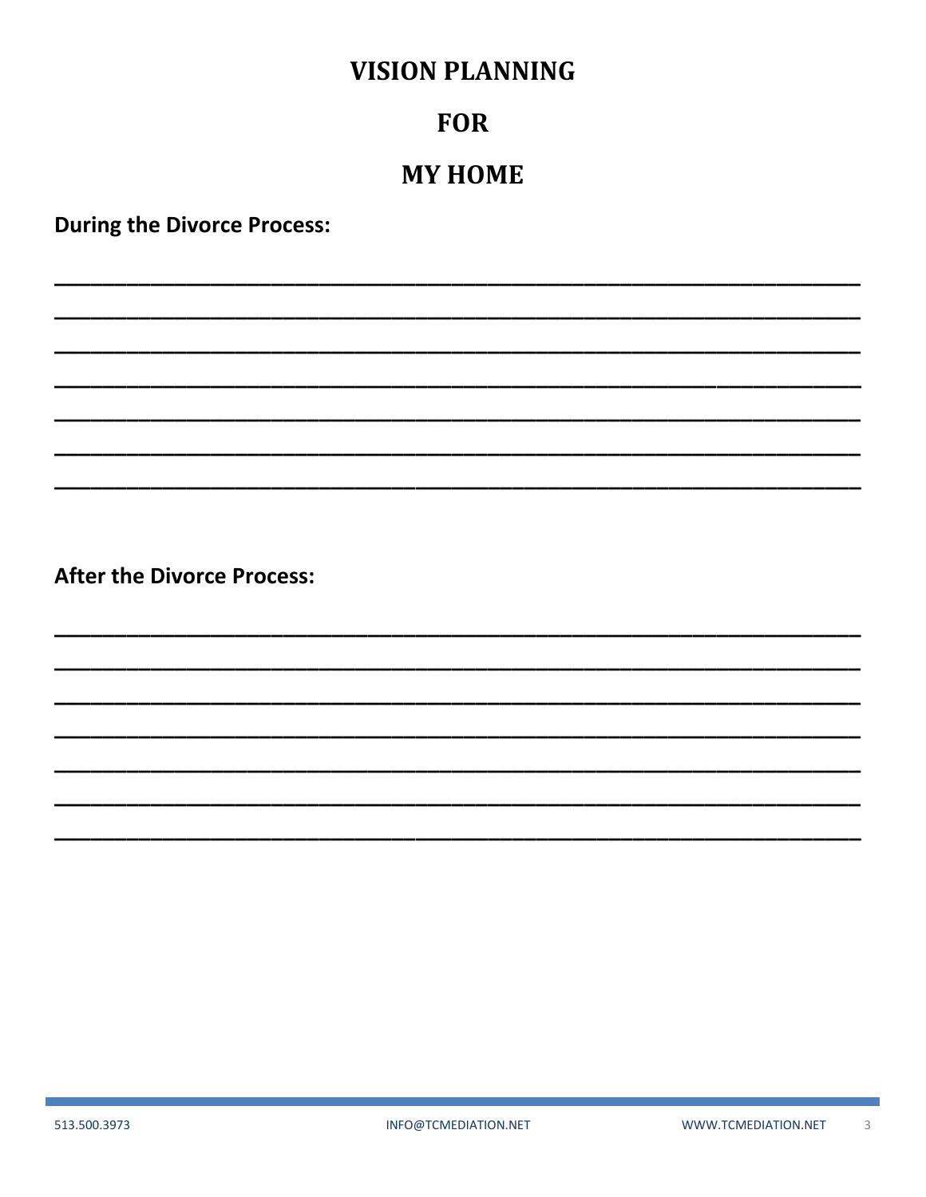# VISION PLANNING

# FOR

# MY HOME

**During the Divorce Process:**

_______________________________________________________________________

_______________________________________________________________________

_______________________________________________________________________

_______________________________________________________________________

_______________________________________________________________________

_______________________________________________________________________

_______________________________________________________________________

**After the Divorce Process:**

_______________________________________________________________________

_______________________________________________________________________

_______________________________________________________________________

_______________________________________________________________________

_______________________________________________________________________

_______________________________________________________________________

_______________________________________________________________________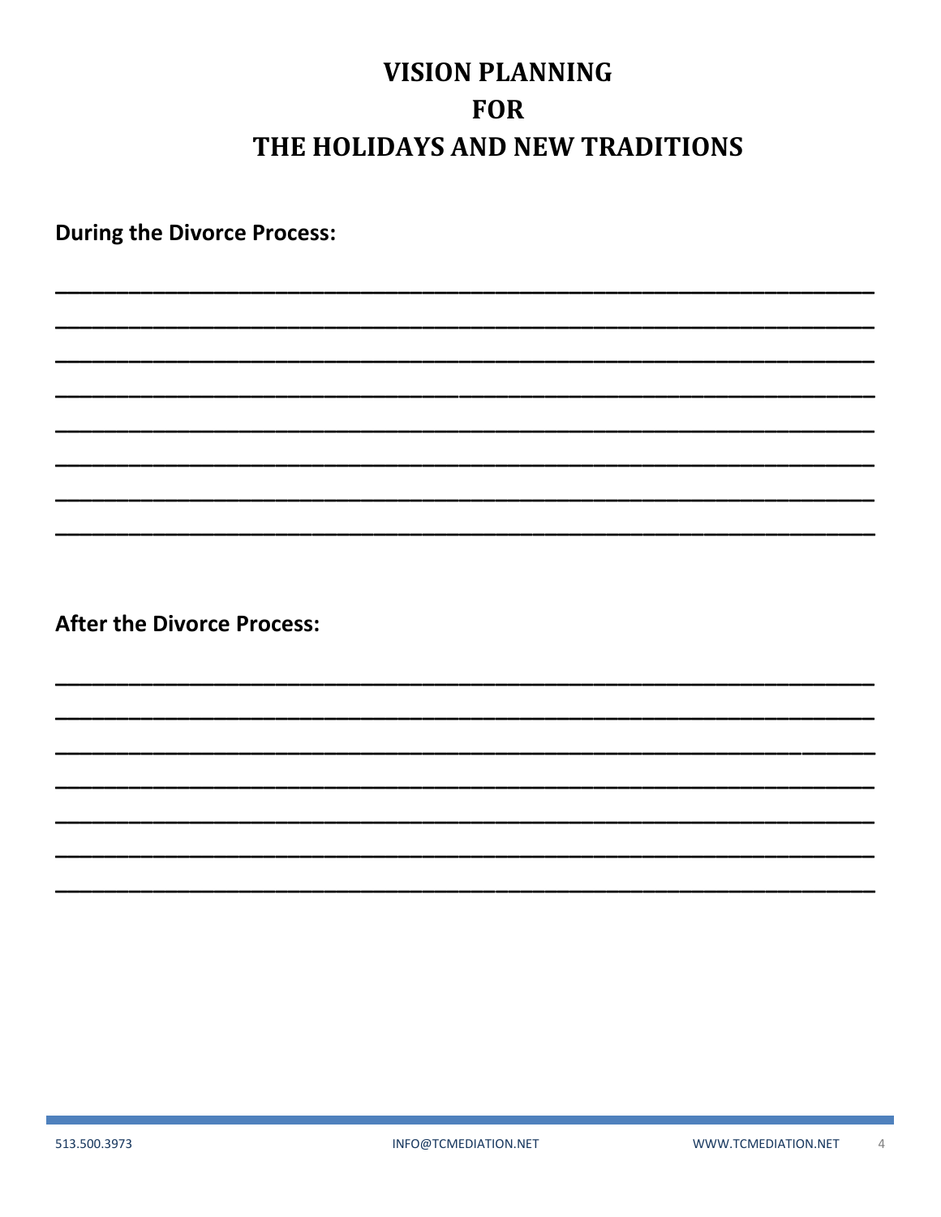# VISION PLANNING FOR THE HOLIDAYS AND NEW TRADITIONS

**During the Divorce Process:**

________________________________________________________________________

________________________________________________________________________

________________________________________________________________________

________________________________________________________________________

________________________________________________________________________

________________________________________________________________________

________________________________________________________________________

________________________________________________________________________

**After the Divorce Process:**

________________________________________________________________________

________________________________________________________________________

________________________________________________________________________

________________________________________________________________________

________________________________________________________________________

________________________________________________________________________

________________________________________________________________________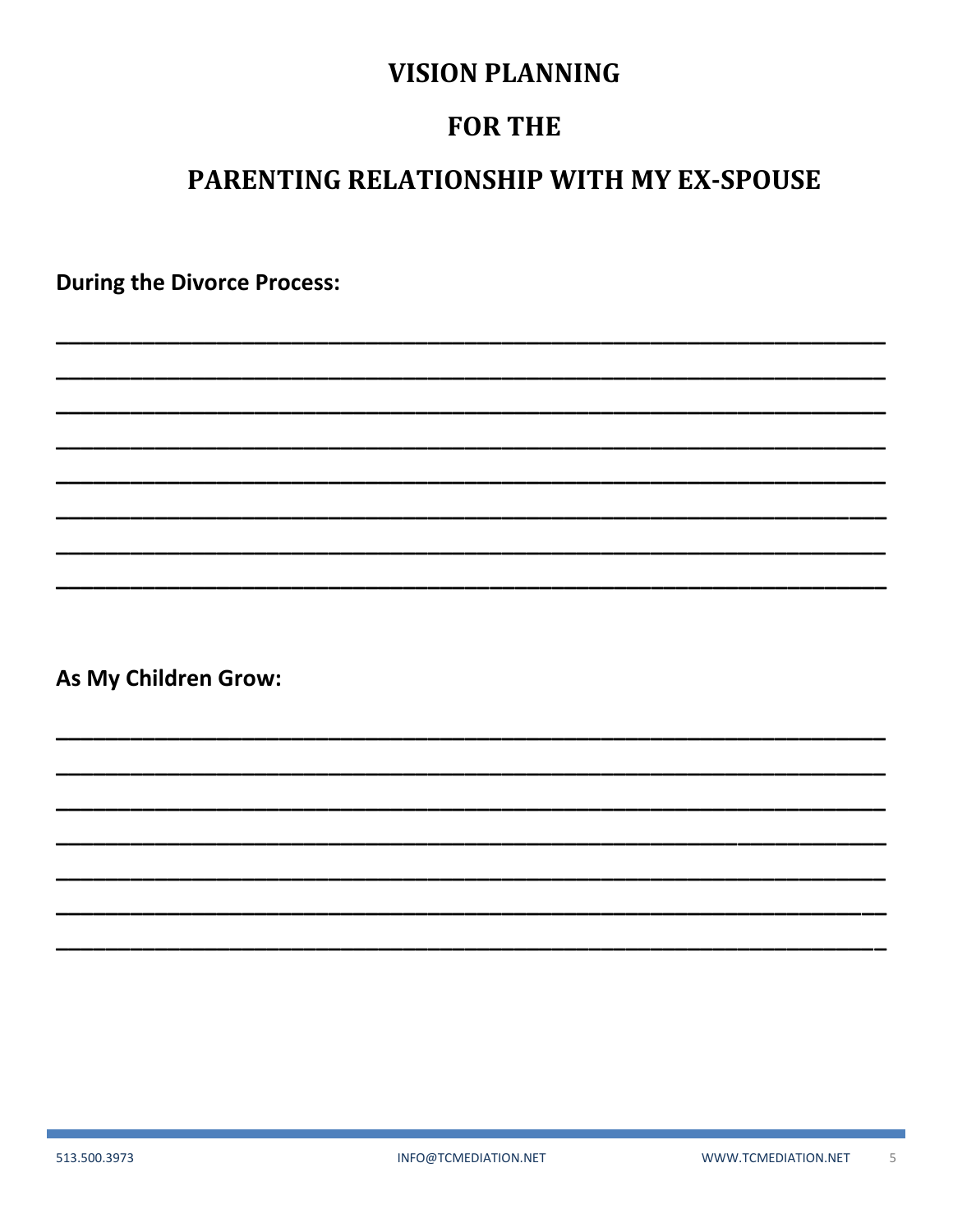# VISION PLANNING

# FOR THE

# PARENTING RELATIONSHIP WITH MY EX-SPOUSE

**During the Divorce Process:**

\_\_\_\_\_\_\_\_\_\_\_\_\_\_\_\_\_\_\_\_\_\_\_\_\_\_\_\_\_\_\_\_\_\_\_\_\_\_\_\_\_\_\_\_\_\_\_\_\_\_\_\_\_\_\_\_\_\_\_\_\_\_\_\_\_\_\_\_

\_\_\_\_\_\_\_\_\_\_\_\_\_\_\_\_\_\_\_\_\_\_\_\_\_\_\_\_\_\_\_\_\_\_\_\_\_\_\_\_\_\_\_\_\_\_\_\_\_\_\_\_\_\_\_\_\_\_\_\_\_\_\_\_\_\_\_\_

\_\_\_\_\_\_\_\_\_\_\_\_\_\_\_\_\_\_\_\_\_\_\_\_\_\_\_\_\_\_\_\_\_\_\_\_\_\_\_\_\_\_\_\_\_\_\_\_\_\_\_\_\_\_\_\_\_\_\_\_\_\_\_\_\_\_\_\_

\_\_\_\_\_\_\_\_\_\_\_\_\_\_\_\_\_\_\_\_\_\_\_\_\_\_\_\_\_\_\_\_\_\_\_\_\_\_\_\_\_\_\_\_\_\_\_\_\_\_\_\_\_\_\_\_\_\_\_\_\_\_\_\_\_\_\_\_

\_\_\_\_\_\_\_\_\_\_\_\_\_\_\_\_\_\_\_\_\_\_\_\_\_\_\_\_\_\_\_\_\_\_\_\_\_\_\_\_\_\_\_\_\_\_\_\_\_\_\_\_\_\_\_\_\_\_\_\_\_\_\_\_\_\_\_\_

\_\_\_\_\_\_\_\_\_\_\_\_\_\_\_\_\_\_\_\_\_\_\_\_\_\_\_\_\_\_\_\_\_\_\_\_\_\_\_\_\_\_\_\_\_\_\_\_\_\_\_\_\_\_\_\_\_\_\_\_\_\_\_\_\_\_\_\_

\_\_\_\_\_\_\_\_\_\_\_\_\_\_\_\_\_\_\_\_\_\_\_\_\_\_\_\_\_\_\_\_\_\_\_\_\_\_\_\_\_\_\_\_\_\_\_\_\_\_\_\_\_\_\_\_\_\_\_\_\_\_\_\_\_\_\_\_

\_\_\_\_\_\_\_\_\_\_\_\_\_\_\_\_\_\_\_\_\_\_\_\_\_\_\_\_\_\_\_\_\_\_\_\_\_\_\_\_\_\_\_\_\_\_\_\_\_\_\_\_\_\_\_\_\_\_\_\_\_\_\_\_\_\_\_\_

**As My Children Grow:**

\_\_\_\_\_\_\_\_\_\_\_\_\_\_\_\_\_\_\_\_\_\_\_\_\_\_\_\_\_\_\_\_\_\_\_\_\_\_\_\_\_\_\_\_\_\_\_\_\_\_\_\_\_\_\_\_\_\_\_\_\_\_\_\_\_\_\_\_

\_\_\_\_\_\_\_\_\_\_\_\_\_\_\_\_\_\_\_\_\_\_\_\_\_\_\_\_\_\_\_\_\_\_\_\_\_\_\_\_\_\_\_\_\_\_\_\_\_\_\_\_\_\_\_\_\_\_\_\_\_\_\_\_\_\_\_\_

\_\_\_\_\_\_\_\_\_\_\_\_\_\_\_\_\_\_\_\_\_\_\_\_\_\_\_\_\_\_\_\_\_\_\_\_\_\_\_\_\_\_\_\_\_\_\_\_\_\_\_\_\_\_\_\_\_\_\_\_\_\_\_\_\_\_\_\_

\_\_\_\_\_\_\_\_\_\_\_\_\_\_\_\_\_\_\_\_\_\_\_\_\_\_\_\_\_\_\_\_\_\_\_\_\_\_\_\_\_\_\_\_\_\_\_\_\_\_\_\_\_\_\_\_\_\_\_\_\_\_\_\_\_\_\_\_

\_\_\_\_\_\_\_\_\_\_\_\_\_\_\_\_\_\_\_\_\_\_\_\_\_\_\_\_\_\_\_\_\_\_\_\_\_\_\_\_\_\_\_\_\_\_\_\_\_\_\_\_\_\_\_\_\_\_\_\_\_\_\_\_\_\_\_\_

\_\_\_\_\_\_\_\_\_\_\_\_\_\_\_\_\_\_\_\_\_\_\_\_\_\_\_\_\_\_\_\_\_\_\_\_\_\_\_\_\_\_\_\_\_\_\_\_\_\_\_\_\_\_\_\_\_\_\_\_\_\_\_\_\_\_\_\_

\_\_\_\_\_\_\_\_\_\_\_\_\_\_\_\_\_\_\_\_\_\_\_\_\_\_\_\_\_\_\_\_\_\_\_\_\_\_\_\_\_\_\_\_\_\_\_\_\_\_\_\_\_\_\_\_\_\_\_\_\_\_\_\_\_\_\_\_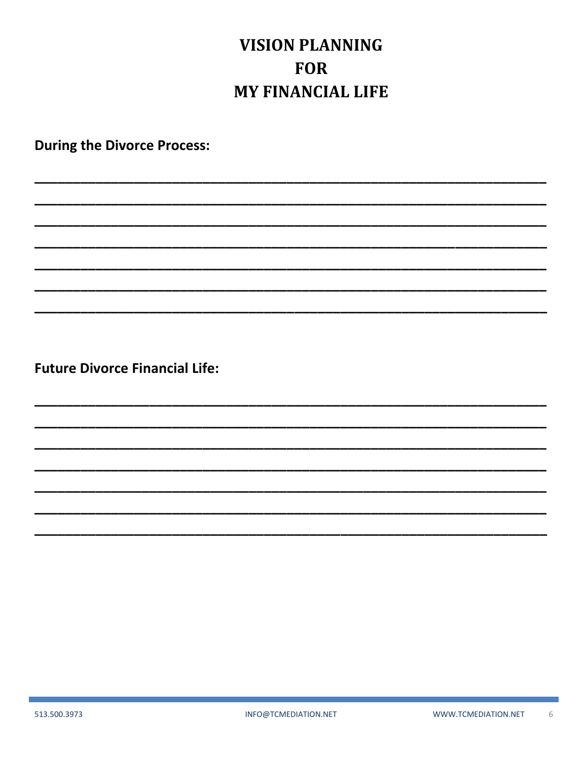# VISION PLANNING FOR MY FINANCIAL LIFE

**During the Divorce Process:**

______________________________________________________________________

______________________________________________________________________

______________________________________________________________________

______________________________________________________________________

______________________________________________________________________

______________________________________________________________________

______________________________________________________________________

**Future Divorce Financial Life:**

______________________________________________________________________

______________________________________________________________________

______________________________________________________________________

______________________________________________________________________

______________________________________________________________________

______________________________________________________________________

______________________________________________________________________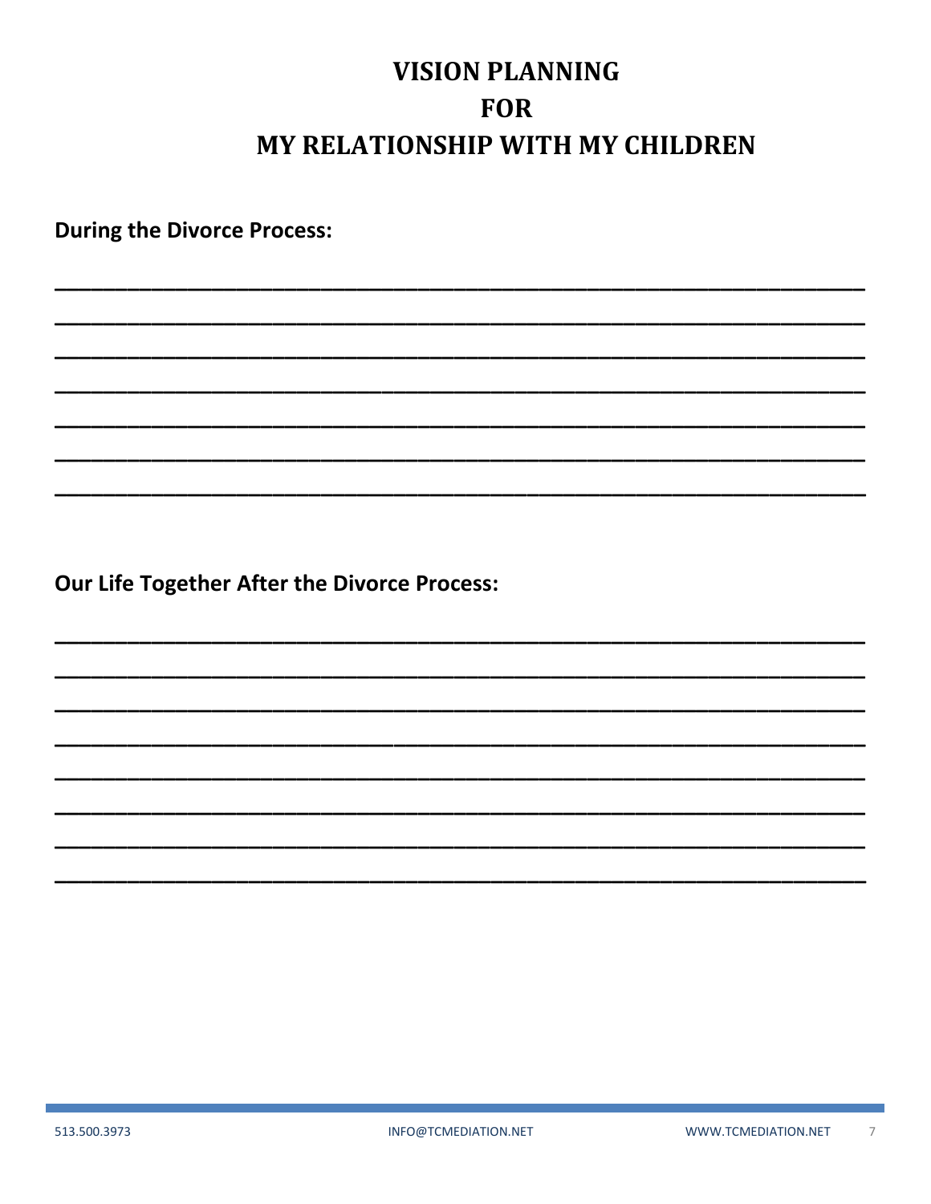# VISION PLANNING FOR MY RELATIONSHIP WITH MY CHILDREN

**During the Divorce Process:**

_______________________________________________________________________

_______________________________________________________________________

_______________________________________________________________________

_______________________________________________________________________

_______________________________________________________________________

_______________________________________________________________________

_______________________________________________________________________

**Our Life Together After the Divorce Process:**

_______________________________________________________________________

_______________________________________________________________________

_______________________________________________________________________

_______________________________________________________________________

_______________________________________________________________________

_______________________________________________________________________

_______________________________________________________________________

_______________________________________________________________________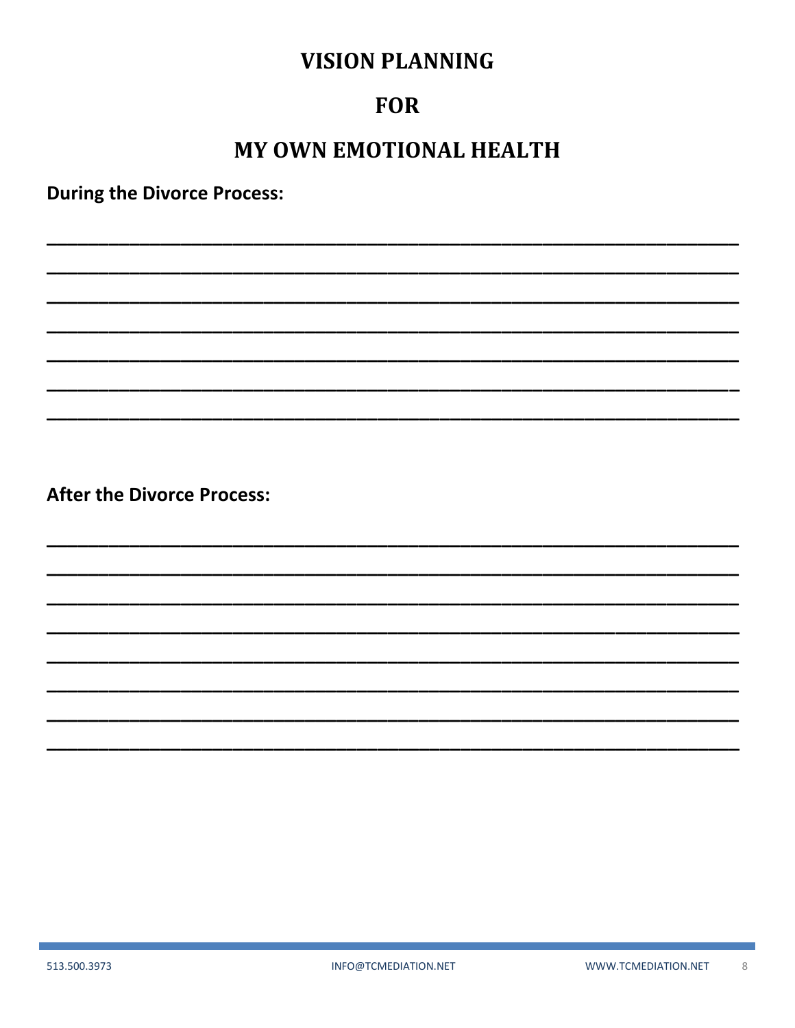# VISION PLANNING

# FOR

# MY OWN EMOTIONAL HEALTH

**During the Divorce Process:**

\_\_\_\_\_\_\_\_\_\_\_\_\_\_\_\_\_\_\_\_\_\_\_\_\_\_\_\_\_\_\_\_\_\_\_\_\_\_\_\_\_\_\_\_\_\_\_\_\_\_\_\_\_\_\_\_\_\_\_\_\_\_\_\_\_\_\_\_\_\_

\_\_\_\_\_\_\_\_\_\_\_\_\_\_\_\_\_\_\_\_\_\_\_\_\_\_\_\_\_\_\_\_\_\_\_\_\_\_\_\_\_\_\_\_\_\_\_\_\_\_\_\_\_\_\_\_\_\_\_\_\_\_\_\_\_\_\_\_\_\_

\_\_\_\_\_\_\_\_\_\_\_\_\_\_\_\_\_\_\_\_\_\_\_\_\_\_\_\_\_\_\_\_\_\_\_\_\_\_\_\_\_\_\_\_\_\_\_\_\_\_\_\_\_\_\_\_\_\_\_\_\_\_\_\_\_\_\_\_\_\_

\_\_\_\_\_\_\_\_\_\_\_\_\_\_\_\_\_\_\_\_\_\_\_\_\_\_\_\_\_\_\_\_\_\_\_\_\_\_\_\_\_\_\_\_\_\_\_\_\_\_\_\_\_\_\_\_\_\_\_\_\_\_\_\_\_\_\_\_\_\_

\_\_\_\_\_\_\_\_\_\_\_\_\_\_\_\_\_\_\_\_\_\_\_\_\_\_\_\_\_\_\_\_\_\_\_\_\_\_\_\_\_\_\_\_\_\_\_\_\_\_\_\_\_\_\_\_\_\_\_\_\_\_\_\_\_\_\_\_\_\_

\_\_\_\_\_\_\_\_\_\_\_\_\_\_\_\_\_\_\_\_\_\_\_\_\_\_\_\_\_\_\_\_\_\_\_\_\_\_\_\_\_\_\_\_\_\_\_\_\_\_\_\_\_\_\_\_\_\_\_\_\_\_\_\_\_\_\_\_\_\_

\_\_\_\_\_\_\_\_\_\_\_\_\_\_\_\_\_\_\_\_\_\_\_\_\_\_\_\_\_\_\_\_\_\_\_\_\_\_\_\_\_\_\_\_\_\_\_\_\_\_\_\_\_\_\_\_\_\_\_\_\_\_\_\_\_\_\_\_\_\_

**After the Divorce Process:**

\_\_\_\_\_\_\_\_\_\_\_\_\_\_\_\_\_\_\_\_\_\_\_\_\_\_\_\_\_\_\_\_\_\_\_\_\_\_\_\_\_\_\_\_\_\_\_\_\_\_\_\_\_\_\_\_\_\_\_\_\_\_\_\_\_\_\_\_\_\_

\_\_\_\_\_\_\_\_\_\_\_\_\_\_\_\_\_\_\_\_\_\_\_\_\_\_\_\_\_\_\_\_\_\_\_\_\_\_\_\_\_\_\_\_\_\_\_\_\_\_\_\_\_\_\_\_\_\_\_\_\_\_\_\_\_\_\_\_\_\_

\_\_\_\_\_\_\_\_\_\_\_\_\_\_\_\_\_\_\_\_\_\_\_\_\_\_\_\_\_\_\_\_\_\_\_\_\_\_\_\_\_\_\_\_\_\_\_\_\_\_\_\_\_\_\_\_\_\_\_\_\_\_\_\_\_\_\_\_\_\_

\_\_\_\_\_\_\_\_\_\_\_\_\_\_\_\_\_\_\_\_\_\_\_\_\_\_\_\_\_\_\_\_\_\_\_\_\_\_\_\_\_\_\_\_\_\_\_\_\_\_\_\_\_\_\_\_\_\_\_\_\_\_\_\_\_\_\_\_\_\_

\_\_\_\_\_\_\_\_\_\_\_\_\_\_\_\_\_\_\_\_\_\_\_\_\_\_\_\_\_\_\_\_\_\_\_\_\_\_\_\_\_\_\_\_\_\_\_\_\_\_\_\_\_\_\_\_\_\_\_\_\_\_\_\_\_\_\_\_\_\_

\_\_\_\_\_\_\_\_\_\_\_\_\_\_\_\_\_\_\_\_\_\_\_\_\_\_\_\_\_\_\_\_\_\_\_\_\_\_\_\_\_\_\_\_\_\_\_\_\_\_\_\_\_\_\_\_\_\_\_\_\_\_\_\_\_\_\_\_\_\_

\_\_\_\_\_\_\_\_\_\_\_\_\_\_\_\_\_\_\_\_\_\_\_\_\_\_\_\_\_\_\_\_\_\_\_\_\_\_\_\_\_\_\_\_\_\_\_\_\_\_\_\_\_\_\_\_\_\_\_\_\_\_\_\_\_\_\_\_\_\_

\_\_\_\_\_\_\_\_\_\_\_\_\_\_\_\_\_\_\_\_\_\_\_\_\_\_\_\_\_\_\_\_\_\_\_\_\_\_\_\_\_\_\_\_\_\_\_\_\_\_\_\_\_\_\_\_\_\_\_\_\_\_\_\_\_\_\_\_\_\_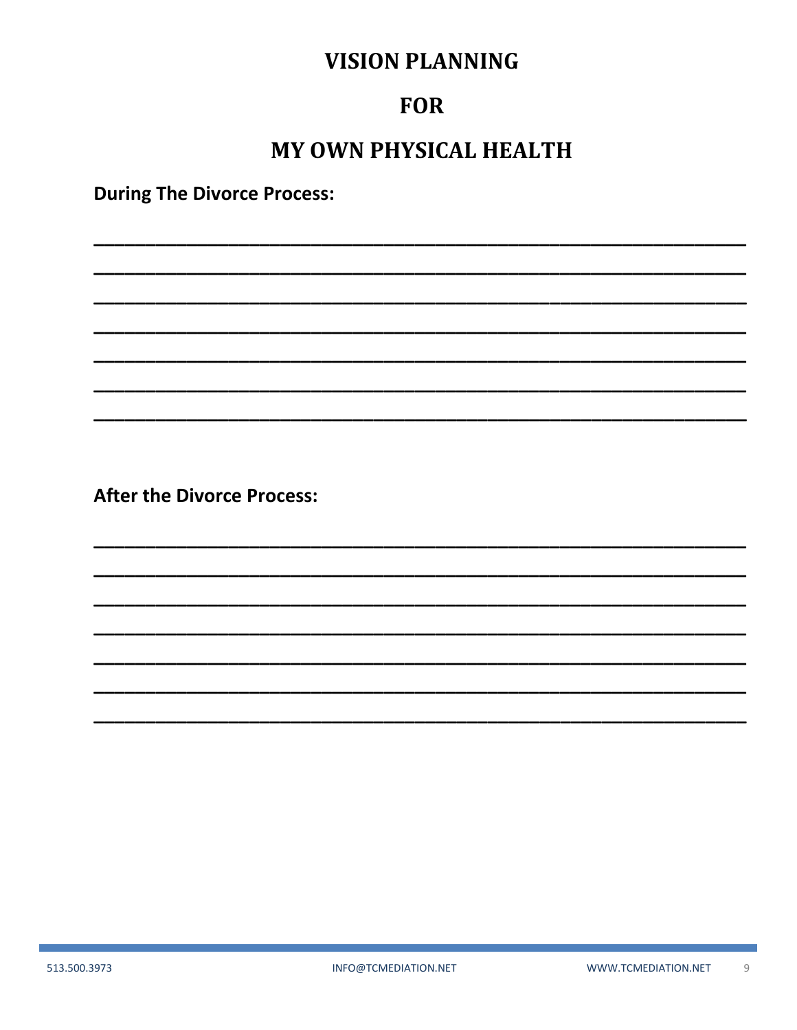# VISION PLANNING

# FOR

# MY OWN PHYSICAL HEALTH

**During The Divorce Process:**

______________________________________________________________________

______________________________________________________________________

______________________________________________________________________

______________________________________________________________________

______________________________________________________________________

______________________________________________________________________

______________________________________________________________________

**After the Divorce Process:**

______________________________________________________________________

______________________________________________________________________

______________________________________________________________________

______________________________________________________________________

______________________________________________________________________

______________________________________________________________________

______________________________________________________________________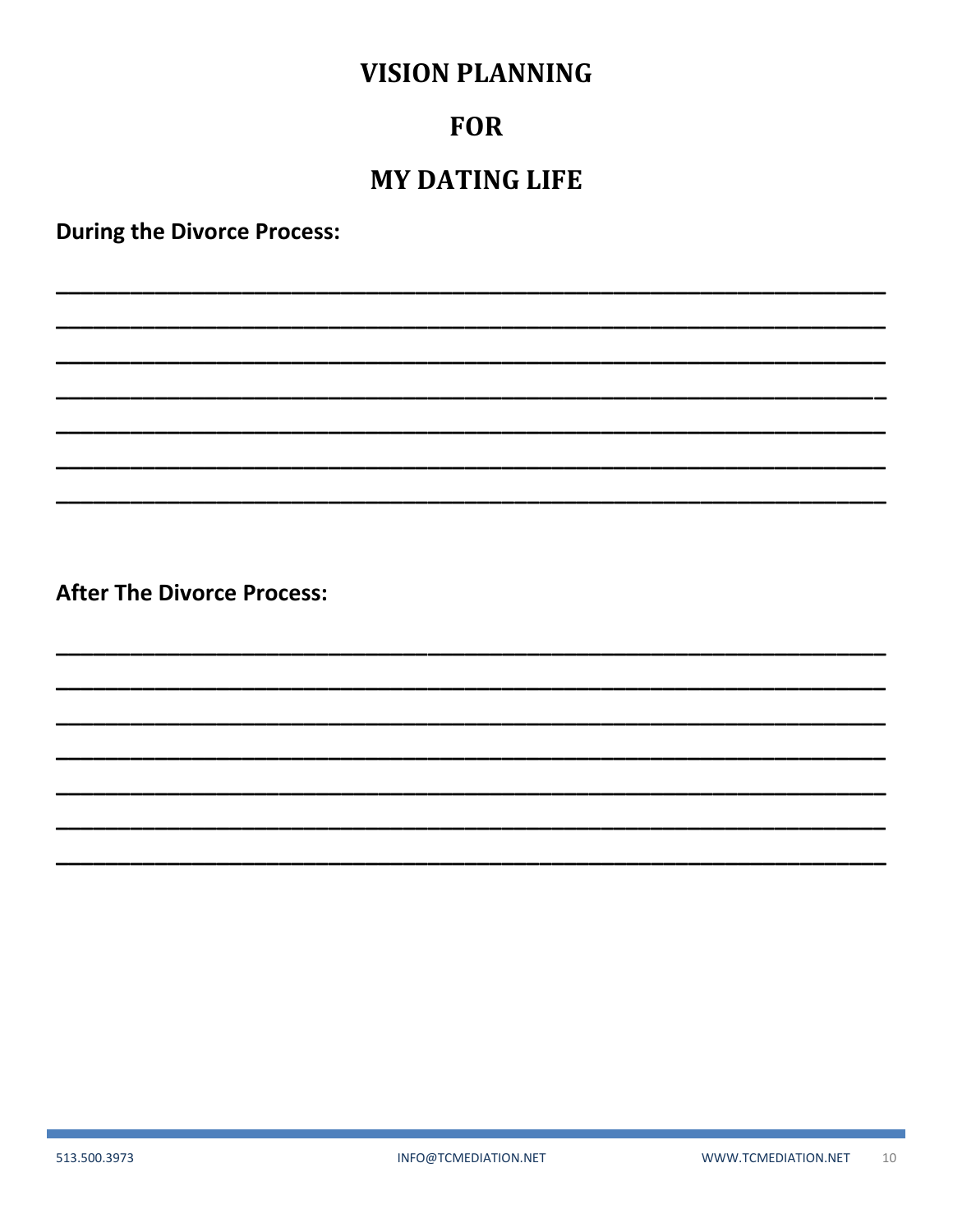# VISION PLANNING

# FOR

# MY DATING LIFE

**During the Divorce Process:**

_______________________________________________________________________

_______________________________________________________________________

_______________________________________________________________________

_______________________________________________________________________

_______________________________________________________________________

_______________________________________________________________________

_______________________________________________________________________

**After The Divorce Process:**

_______________________________________________________________________

_______________________________________________________________________

_______________________________________________________________________

_______________________________________________________________________

_______________________________________________________________________

_______________________________________________________________________

_______________________________________________________________________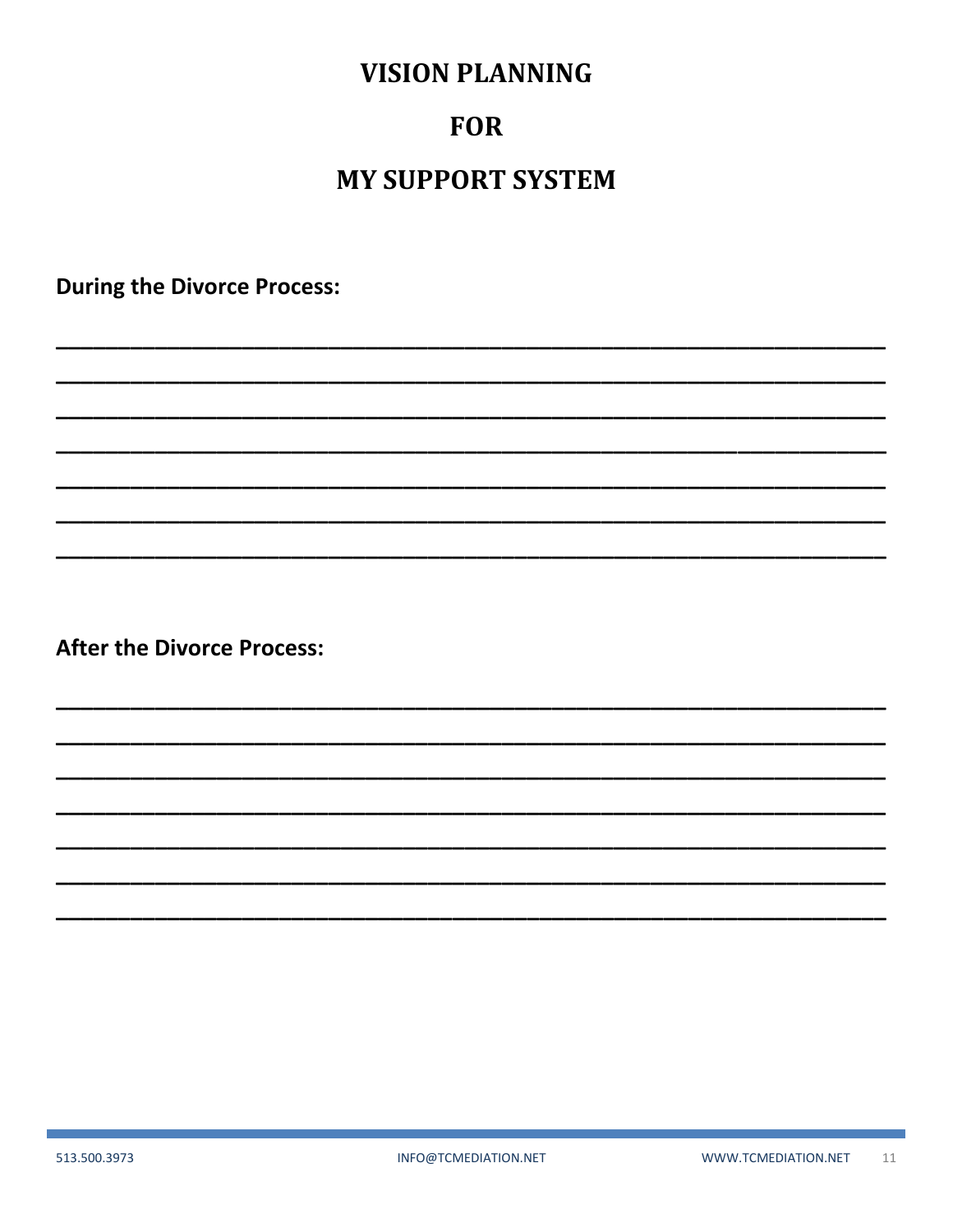# VISION PLANNING

# FOR

# MY SUPPORT SYSTEM

**During the Divorce Process:**

______________________________________________________________________

______________________________________________________________________

______________________________________________________________________

______________________________________________________________________

______________________________________________________________________

______________________________________________________________________

______________________________________________________________________

**After the Divorce Process:**

______________________________________________________________________

______________________________________________________________________

______________________________________________________________________

______________________________________________________________________

______________________________________________________________________

______________________________________________________________________

______________________________________________________________________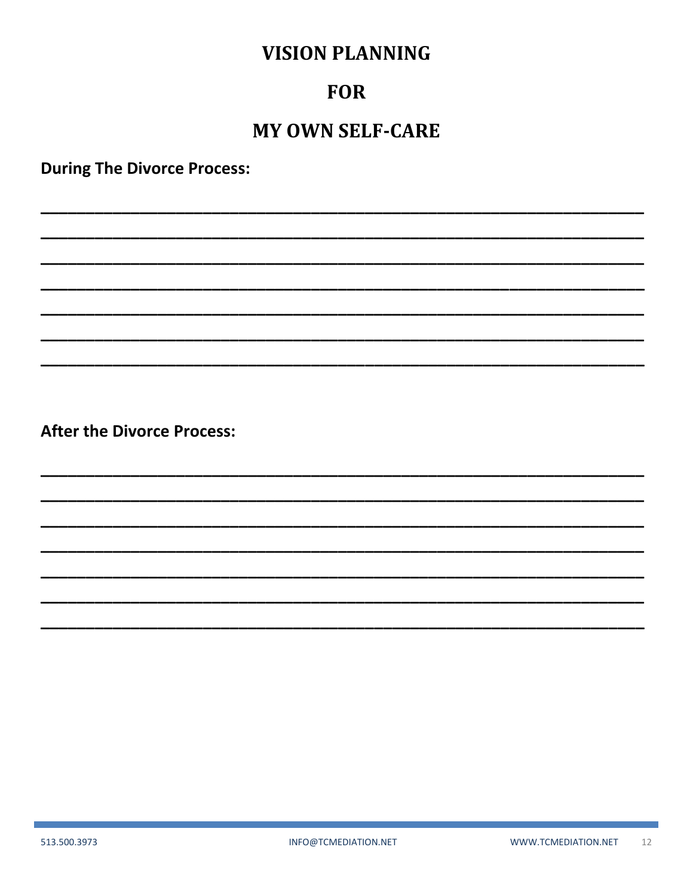# VISION PLANNING

# FOR

# MY OWN SELF-CARE

**During The Divorce Process:**

\_\_\_\_\_\_\_\_\_\_\_\_\_\_\_\_\_\_\_\_\_\_\_\_\_\_\_\_\_\_\_\_\_\_\_\_\_\_\_\_\_\_\_\_\_\_\_\_\_\_\_\_\_\_\_\_\_\_\_\_\_\_

\_\_\_\_\_\_\_\_\_\_\_\_\_\_\_\_\_\_\_\_\_\_\_\_\_\_\_\_\_\_\_\_\_\_\_\_\_\_\_\_\_\_\_\_\_\_\_\_\_\_\_\_\_\_\_\_\_\_\_\_\_\_

\_\_\_\_\_\_\_\_\_\_\_\_\_\_\_\_\_\_\_\_\_\_\_\_\_\_\_\_\_\_\_\_\_\_\_\_\_\_\_\_\_\_\_\_\_\_\_\_\_\_\_\_\_\_\_\_\_\_\_\_\_\_

\_\_\_\_\_\_\_\_\_\_\_\_\_\_\_\_\_\_\_\_\_\_\_\_\_\_\_\_\_\_\_\_\_\_\_\_\_\_\_\_\_\_\_\_\_\_\_\_\_\_\_\_\_\_\_\_\_\_\_\_\_\_

\_\_\_\_\_\_\_\_\_\_\_\_\_\_\_\_\_\_\_\_\_\_\_\_\_\_\_\_\_\_\_\_\_\_\_\_\_\_\_\_\_\_\_\_\_\_\_\_\_\_\_\_\_\_\_\_\_\_\_\_\_\_

\_\_\_\_\_\_\_\_\_\_\_\_\_\_\_\_\_\_\_\_\_\_\_\_\_\_\_\_\_\_\_\_\_\_\_\_\_\_\_\_\_\_\_\_\_\_\_\_\_\_\_\_\_\_\_\_\_\_\_\_\_\_

\_\_\_\_\_\_\_\_\_\_\_\_\_\_\_\_\_\_\_\_\_\_\_\_\_\_\_\_\_\_\_\_\_\_\_\_\_\_\_\_\_\_\_\_\_\_\_\_\_\_\_\_\_\_\_\_\_\_\_\_\_\_

**After the Divorce Process:**

\_\_\_\_\_\_\_\_\_\_\_\_\_\_\_\_\_\_\_\_\_\_\_\_\_\_\_\_\_\_\_\_\_\_\_\_\_\_\_\_\_\_\_\_\_\_\_\_\_\_\_\_\_\_\_\_\_\_\_\_\_\_

\_\_\_\_\_\_\_\_\_\_\_\_\_\_\_\_\_\_\_\_\_\_\_\_\_\_\_\_\_\_\_\_\_\_\_\_\_\_\_\_\_\_\_\_\_\_\_\_\_\_\_\_\_\_\_\_\_\_\_\_\_\_

\_\_\_\_\_\_\_\_\_\_\_\_\_\_\_\_\_\_\_\_\_\_\_\_\_\_\_\_\_\_\_\_\_\_\_\_\_\_\_\_\_\_\_\_\_\_\_\_\_\_\_\_\_\_\_\_\_\_\_\_\_\_

\_\_\_\_\_\_\_\_\_\_\_\_\_\_\_\_\_\_\_\_\_\_\_\_\_\_\_\_\_\_\_\_\_\_\_\_\_\_\_\_\_\_\_\_\_\_\_\_\_\_\_\_\_\_\_\_\_\_\_\_\_\_

\_\_\_\_\_\_\_\_\_\_\_\_\_\_\_\_\_\_\_\_\_\_\_\_\_\_\_\_\_\_\_\_\_\_\_\_\_\_\_\_\_\_\_\_\_\_\_\_\_\_\_\_\_\_\_\_\_\_\_\_\_\_

\_\_\_\_\_\_\_\_\_\_\_\_\_\_\_\_\_\_\_\_\_\_\_\_\_\_\_\_\_\_\_\_\_\_\_\_\_\_\_\_\_\_\_\_\_\_\_\_\_\_\_\_\_\_\_\_\_\_\_\_\_\_

\_\_\_\_\_\_\_\_\_\_\_\_\_\_\_\_\_\_\_\_\_\_\_\_\_\_\_\_\_\_\_\_\_\_\_\_\_\_\_\_\_\_\_\_\_\_\_\_\_\_\_\_\_\_\_\_\_\_\_\_\_\_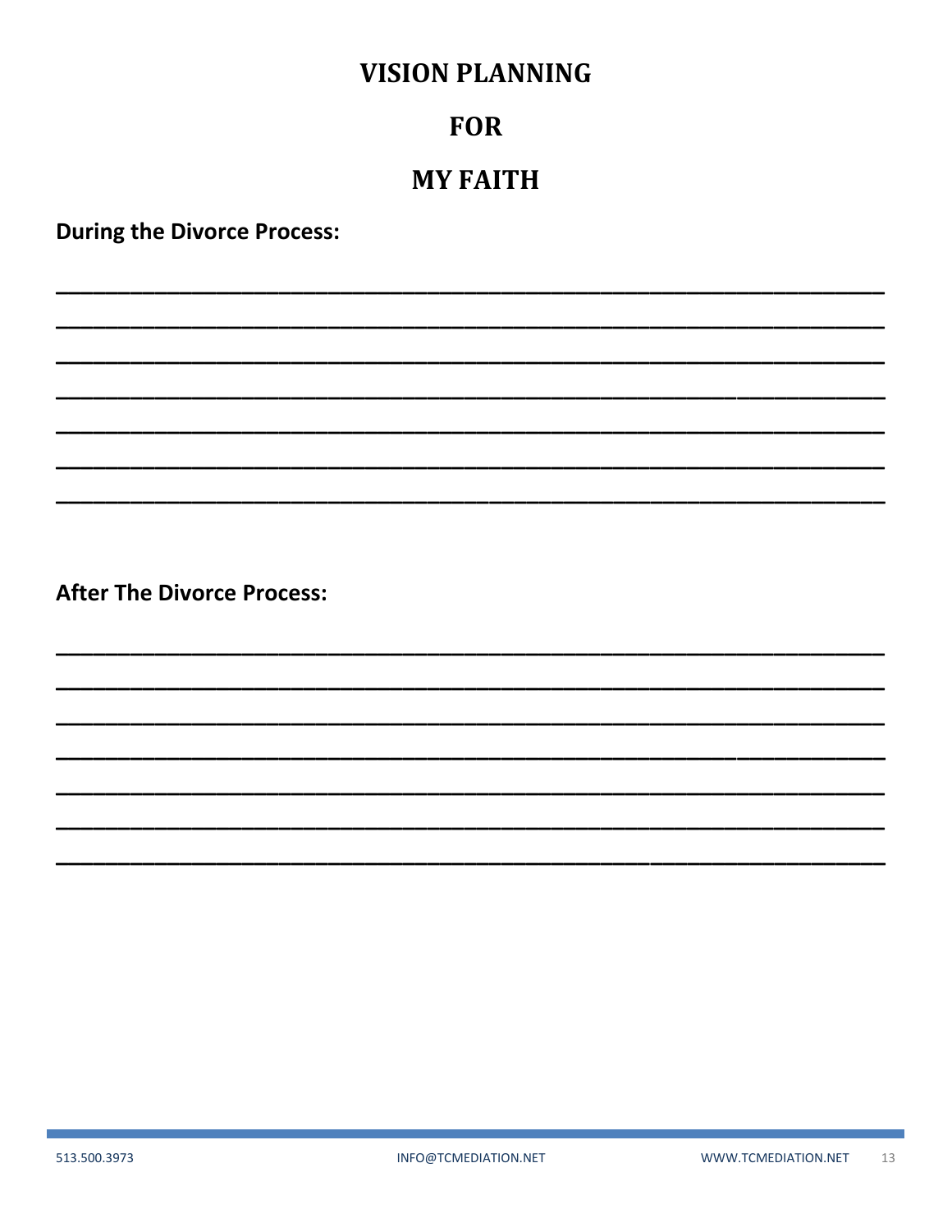# VISION PLANNING

# FOR

# MY FAITH

**During the Divorce Process:**

\_\_\_\_\_\_\_\_\_\_\_\_\_\_\_\_\_\_\_\_\_\_\_\_\_\_\_\_\_\_\_\_\_\_\_\_\_\_\_\_\_\_\_\_\_\_\_\_\_\_\_\_\_\_\_\_\_\_\_\_\_\_\_\_\_\_\_\_\_\_

\_\_\_\_\_\_\_\_\_\_\_\_\_\_\_\_\_\_\_\_\_\_\_\_\_\_\_\_\_\_\_\_\_\_\_\_\_\_\_\_\_\_\_\_\_\_\_\_\_\_\_\_\_\_\_\_\_\_\_\_\_\_\_\_\_\_\_\_\_\_

\_\_\_\_\_\_\_\_\_\_\_\_\_\_\_\_\_\_\_\_\_\_\_\_\_\_\_\_\_\_\_\_\_\_\_\_\_\_\_\_\_\_\_\_\_\_\_\_\_\_\_\_\_\_\_\_\_\_\_\_\_\_\_\_\_\_\_\_\_\_

\_\_\_\_\_\_\_\_\_\_\_\_\_\_\_\_\_\_\_\_\_\_\_\_\_\_\_\_\_\_\_\_\_\_\_\_\_\_\_\_\_\_\_\_\_\_\_\_\_\_\_\_\_\_\_\_\_\_\_\_\_\_\_\_\_\_\_\_\_\_

\_\_\_\_\_\_\_\_\_\_\_\_\_\_\_\_\_\_\_\_\_\_\_\_\_\_\_\_\_\_\_\_\_\_\_\_\_\_\_\_\_\_\_\_\_\_\_\_\_\_\_\_\_\_\_\_\_\_\_\_\_\_\_\_\_\_\_\_\_\_

\_\_\_\_\_\_\_\_\_\_\_\_\_\_\_\_\_\_\_\_\_\_\_\_\_\_\_\_\_\_\_\_\_\_\_\_\_\_\_\_\_\_\_\_\_\_\_\_\_\_\_\_\_\_\_\_\_\_\_\_\_\_\_\_\_\_\_\_\_\_

\_\_\_\_\_\_\_\_\_\_\_\_\_\_\_\_\_\_\_\_\_\_\_\_\_\_\_\_\_\_\_\_\_\_\_\_\_\_\_\_\_\_\_\_\_\_\_\_\_\_\_\_\_\_\_\_\_\_\_\_\_\_\_\_\_\_\_\_\_\_

**After The Divorce Process:**

\_\_\_\_\_\_\_\_\_\_\_\_\_\_\_\_\_\_\_\_\_\_\_\_\_\_\_\_\_\_\_\_\_\_\_\_\_\_\_\_\_\_\_\_\_\_\_\_\_\_\_\_\_\_\_\_\_\_\_\_\_\_\_\_\_\_\_\_\_\_

\_\_\_\_\_\_\_\_\_\_\_\_\_\_\_\_\_\_\_\_\_\_\_\_\_\_\_\_\_\_\_\_\_\_\_\_\_\_\_\_\_\_\_\_\_\_\_\_\_\_\_\_\_\_\_\_\_\_\_\_\_\_\_\_\_\_\_\_\_\_

\_\_\_\_\_\_\_\_\_\_\_\_\_\_\_\_\_\_\_\_\_\_\_\_\_\_\_\_\_\_\_\_\_\_\_\_\_\_\_\_\_\_\_\_\_\_\_\_\_\_\_\_\_\_\_\_\_\_\_\_\_\_\_\_\_\_\_\_\_\_

\_\_\_\_\_\_\_\_\_\_\_\_\_\_\_\_\_\_\_\_\_\_\_\_\_\_\_\_\_\_\_\_\_\_\_\_\_\_\_\_\_\_\_\_\_\_\_\_\_\_\_\_\_\_\_\_\_\_\_\_\_\_\_\_\_\_\_\_\_\_

\_\_\_\_\_\_\_\_\_\_\_\_\_\_\_\_\_\_\_\_\_\_\_\_\_\_\_\_\_\_\_\_\_\_\_\_\_\_\_\_\_\_\_\_\_\_\_\_\_\_\_\_\_\_\_\_\_\_\_\_\_\_\_\_\_\_\_\_\_\_

\_\_\_\_\_\_\_\_\_\_\_\_\_\_\_\_\_\_\_\_\_\_\_\_\_\_\_\_\_\_\_\_\_\_\_\_\_\_\_\_\_\_\_\_\_\_\_\_\_\_\_\_\_\_\_\_\_\_\_\_\_\_\_\_\_\_\_\_\_\_

\_\_\_\_\_\_\_\_\_\_\_\_\_\_\_\_\_\_\_\_\_\_\_\_\_\_\_\_\_\_\_\_\_\_\_\_\_\_\_\_\_\_\_\_\_\_\_\_\_\_\_\_\_\_\_\_\_\_\_\_\_\_\_\_\_\_\_\_\_\_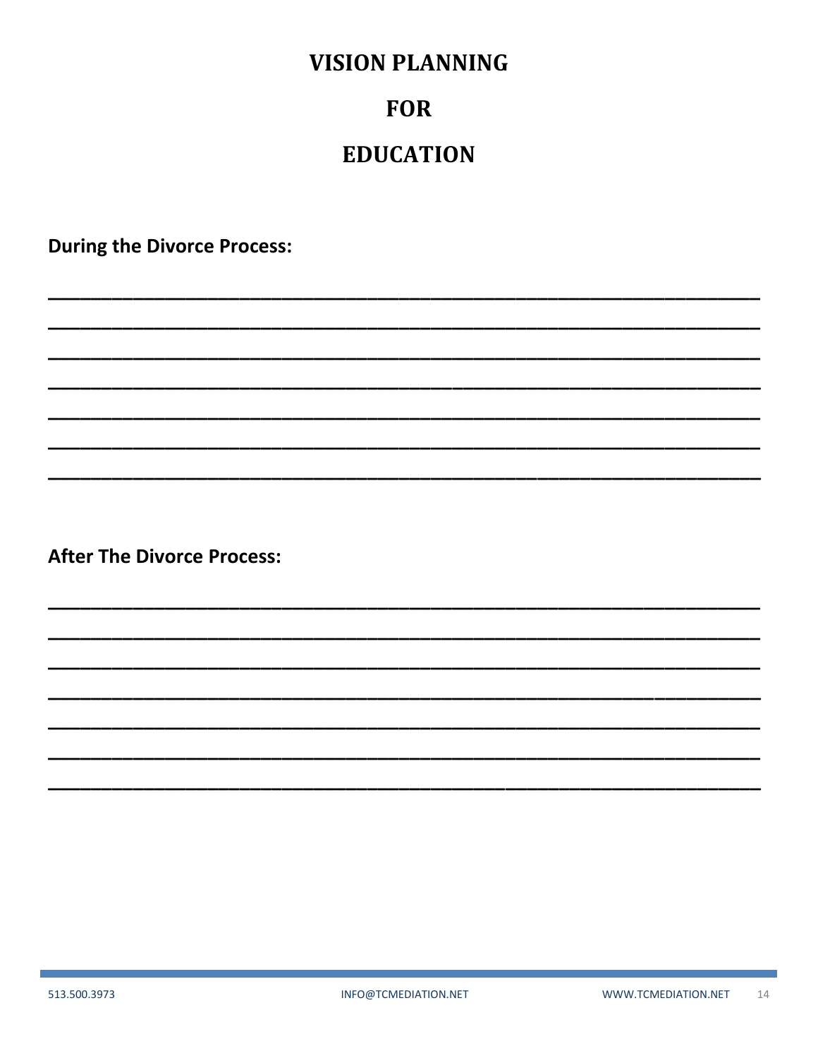# VISION PLANNING

# FOR

# EDUCATION

**During the Divorce Process:**

\_\_\_\_\_\_\_\_\_\_\_\_\_\_\_\_\_\_\_\_\_\_\_\_\_\_\_\_\_\_\_\_\_\_\_\_\_\_\_\_\_\_\_\_\_\_\_\_\_\_\_\_\_\_\_\_\_\_\_\_

\_\_\_\_\_\_\_\_\_\_\_\_\_\_\_\_\_\_\_\_\_\_\_\_\_\_\_\_\_\_\_\_\_\_\_\_\_\_\_\_\_\_\_\_\_\_\_\_\_\_\_\_\_\_\_\_\_\_\_\_

\_\_\_\_\_\_\_\_\_\_\_\_\_\_\_\_\_\_\_\_\_\_\_\_\_\_\_\_\_\_\_\_\_\_\_\_\_\_\_\_\_\_\_\_\_\_\_\_\_\_\_\_\_\_\_\_\_\_\_\_

\_\_\_\_\_\_\_\_\_\_\_\_\_\_\_\_\_\_\_\_\_\_\_\_\_\_\_\_\_\_\_\_\_\_\_\_\_\_\_\_\_\_\_\_\_\_\_\_\_\_\_\_\_\_\_\_\_\_\_\_

\_\_\_\_\_\_\_\_\_\_\_\_\_\_\_\_\_\_\_\_\_\_\_\_\_\_\_\_\_\_\_\_\_\_\_\_\_\_\_\_\_\_\_\_\_\_\_\_\_\_\_\_\_\_\_\_\_\_\_\_

\_\_\_\_\_\_\_\_\_\_\_\_\_\_\_\_\_\_\_\_\_\_\_\_\_\_\_\_\_\_\_\_\_\_\_\_\_\_\_\_\_\_\_\_\_\_\_\_\_\_\_\_\_\_\_\_\_\_\_\_

\_\_\_\_\_\_\_\_\_\_\_\_\_\_\_\_\_\_\_\_\_\_\_\_\_\_\_\_\_\_\_\_\_\_\_\_\_\_\_\_\_\_\_\_\_\_\_\_\_\_\_\_\_\_\_\_\_\_\_\_

**After The Divorce Process:**

\_\_\_\_\_\_\_\_\_\_\_\_\_\_\_\_\_\_\_\_\_\_\_\_\_\_\_\_\_\_\_\_\_\_\_\_\_\_\_\_\_\_\_\_\_\_\_\_\_\_\_\_\_\_\_\_\_\_\_\_

\_\_\_\_\_\_\_\_\_\_\_\_\_\_\_\_\_\_\_\_\_\_\_\_\_\_\_\_\_\_\_\_\_\_\_\_\_\_\_\_\_\_\_\_\_\_\_\_\_\_\_\_\_\_\_\_\_\_\_\_

\_\_\_\_\_\_\_\_\_\_\_\_\_\_\_\_\_\_\_\_\_\_\_\_\_\_\_\_\_\_\_\_\_\_\_\_\_\_\_\_\_\_\_\_\_\_\_\_\_\_\_\_\_\_\_\_\_\_\_\_

\_\_\_\_\_\_\_\_\_\_\_\_\_\_\_\_\_\_\_\_\_\_\_\_\_\_\_\_\_\_\_\_\_\_\_\_\_\_\_\_\_\_\_\_\_\_\_\_\_\_\_\_\_\_\_\_\_\_\_\_

\_\_\_\_\_\_\_\_\_\_\_\_\_\_\_\_\_\_\_\_\_\_\_\_\_\_\_\_\_\_\_\_\_\_\_\_\_\_\_\_\_\_\_\_\_\_\_\_\_\_\_\_\_\_\_\_\_\_\_\_

\_\_\_\_\_\_\_\_\_\_\_\_\_\_\_\_\_\_\_\_\_\_\_\_\_\_\_\_\_\_\_\_\_\_\_\_\_\_\_\_\_\_\_\_\_\_\_\_\_\_\_\_\_\_\_\_\_\_\_\_

\_\_\_\_\_\_\_\_\_\_\_\_\_\_\_\_\_\_\_\_\_\_\_\_\_\_\_\_\_\_\_\_\_\_\_\_\_\_\_\_\_\_\_\_\_\_\_\_\_\_\_\_\_\_\_\_\_\_\_\_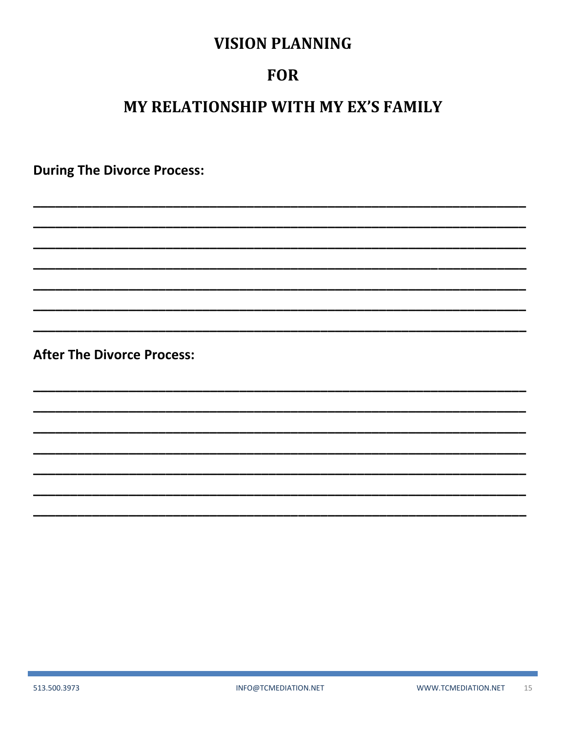# VISION PLANNING

# FOR

# MY RELATIONSHIP WITH MY EX'S FAMILY

**During The Divorce Process:**

\_\_\_\_\_\_\_\_\_\_\_\_\_\_\_\_\_\_\_\_\_\_\_\_\_\_\_\_\_\_\_\_\_\_\_\_\_\_\_\_\_\_\_\_\_\_\_\_\_\_\_\_\_\_\_\_\_\_\_\_\_\_\_\_\_\_

\_\_\_\_\_\_\_\_\_\_\_\_\_\_\_\_\_\_\_\_\_\_\_\_\_\_\_\_\_\_\_\_\_\_\_\_\_\_\_\_\_\_\_\_\_\_\_\_\_\_\_\_\_\_\_\_\_\_\_\_\_\_\_\_\_\_

\_\_\_\_\_\_\_\_\_\_\_\_\_\_\_\_\_\_\_\_\_\_\_\_\_\_\_\_\_\_\_\_\_\_\_\_\_\_\_\_\_\_\_\_\_\_\_\_\_\_\_\_\_\_\_\_\_\_\_\_\_\_\_\_\_\_

\_\_\_\_\_\_\_\_\_\_\_\_\_\_\_\_\_\_\_\_\_\_\_\_\_\_\_\_\_\_\_\_\_\_\_\_\_\_\_\_\_\_\_\_\_\_\_\_\_\_\_\_\_\_\_\_\_\_\_\_\_\_\_\_\_\_

\_\_\_\_\_\_\_\_\_\_\_\_\_\_\_\_\_\_\_\_\_\_\_\_\_\_\_\_\_\_\_\_\_\_\_\_\_\_\_\_\_\_\_\_\_\_\_\_\_\_\_\_\_\_\_\_\_\_\_\_\_\_\_\_\_\_

\_\_\_\_\_\_\_\_\_\_\_\_\_\_\_\_\_\_\_\_\_\_\_\_\_\_\_\_\_\_\_\_\_\_\_\_\_\_\_\_\_\_\_\_\_\_\_\_\_\_\_\_\_\_\_\_\_\_\_\_\_\_\_\_\_\_

\_\_\_\_\_\_\_\_\_\_\_\_\_\_\_\_\_\_\_\_\_\_\_\_\_\_\_\_\_\_\_\_\_\_\_\_\_\_\_\_\_\_\_\_\_\_\_\_\_\_\_\_\_\_\_\_\_\_\_\_\_\_\_\_\_\_

**After The Divorce Process:**

\_\_\_\_\_\_\_\_\_\_\_\_\_\_\_\_\_\_\_\_\_\_\_\_\_\_\_\_\_\_\_\_\_\_\_\_\_\_\_\_\_\_\_\_\_\_\_\_\_\_\_\_\_\_\_\_\_\_\_\_\_\_\_\_\_\_

\_\_\_\_\_\_\_\_\_\_\_\_\_\_\_\_\_\_\_\_\_\_\_\_\_\_\_\_\_\_\_\_\_\_\_\_\_\_\_\_\_\_\_\_\_\_\_\_\_\_\_\_\_\_\_\_\_\_\_\_\_\_\_\_\_\_

\_\_\_\_\_\_\_\_\_\_\_\_\_\_\_\_\_\_\_\_\_\_\_\_\_\_\_\_\_\_\_\_\_\_\_\_\_\_\_\_\_\_\_\_\_\_\_\_\_\_\_\_\_\_\_\_\_\_\_\_\_\_\_\_\_\_

\_\_\_\_\_\_\_\_\_\_\_\_\_\_\_\_\_\_\_\_\_\_\_\_\_\_\_\_\_\_\_\_\_\_\_\_\_\_\_\_\_\_\_\_\_\_\_\_\_\_\_\_\_\_\_\_\_\_\_\_\_\_\_\_\_\_

\_\_\_\_\_\_\_\_\_\_\_\_\_\_\_\_\_\_\_\_\_\_\_\_\_\_\_\_\_\_\_\_\_\_\_\_\_\_\_\_\_\_\_\_\_\_\_\_\_\_\_\_\_\_\_\_\_\_\_\_\_\_\_\_\_\_

\_\_\_\_\_\_\_\_\_\_\_\_\_\_\_\_\_\_\_\_\_\_\_\_\_\_\_\_\_\_\_\_\_\_\_\_\_\_\_\_\_\_\_\_\_\_\_\_\_\_\_\_\_\_\_\_\_\_\_\_\_\_\_\_\_\_

\_\_\_\_\_\_\_\_\_\_\_\_\_\_\_\_\_\_\_\_\_\_\_\_\_\_\_\_\_\_\_\_\_\_\_\_\_\_\_\_\_\_\_\_\_\_\_\_\_\_\_\_\_\_\_\_\_\_\_\_\_\_\_\_\_\_